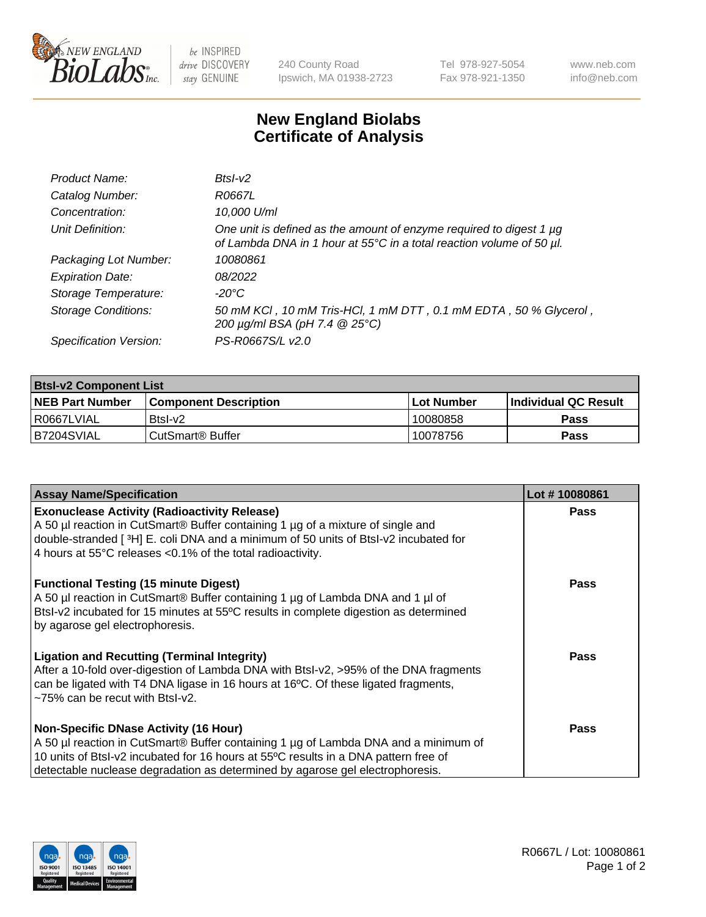# New England Biolabs Certificate of Analysis

| | |
|---|---|
| *Product Name:* | *BtsI-v2* |
| *Catalog Number:* | *R0667L* |
| *Concentration:* | *10,000 U/ml* |
| *Unit Definition:* | *One unit is defined as the amount of enzyme required to digest 1 µg of Lambda DNA in 1 hour at 55°C in a total reaction volume of 50 µl.* |
| *Packaging Lot Number:* | *10080861* |
| *Expiration Date:* | *08/2022* |
| *Storage Temperature:* | *-20°C* |
| *Storage Conditions:* | *50 mM KCl , 10 mM Tris-HCl, 1 mM DTT , 0.1 mM EDTA , 50 % Glycerol , 200 µg/ml BSA (pH 7.4 @ 25°C)* |
| *Specification Version:* | *PS-R0667S/L v2.0* |

| **BtsI-v2 Component List** | | | |
|---|---|---|---|
| **NEB Part Number** | **Component Description** | **Lot Number** | **Individual QC Result** |
| R0667LVIAL | BtsI-v2 | 10080858 | **Pass** |
| B7204SVIAL | CutSmart® Buffer | 10078756 | **Pass** |

| **Assay Name/Specification** | **Lot # 10080861** |
|---|---|
| **Exonuclease Activity (Radioactivity Release)**<br>A 50 µl reaction in CutSmart® Buffer containing 1 µg of a mixture of single and double-stranded [ $^3$H] E. coli DNA and a minimum of 50 units of BtsI-v2 incubated for 4 hours at 55°C releases <0.1% of the total radioactivity. | **Pass** |
| **Functional Testing (15 minute Digest)**<br>A 50 µl reaction in CutSmart® Buffer containing 1 µg of Lambda DNA and 1 µl of BtsI-v2 incubated for 15 minutes at 55ºC results in complete digestion as determined by agarose gel electrophoresis. | **Pass** |
| **Ligation and Recutting (Terminal Integrity)**<br>After a 10-fold over-digestion of Lambda DNA with BtsI-v2, >95% of the DNA fragments can be ligated with T4 DNA ligase in 16 hours at 16ºC. Of these ligated fragments, ~75% can be recut with BtsI-v2. | **Pass** |
| **Non-Specific DNase Activity (16 Hour)**<br>A 50 µl reaction in CutSmart® Buffer containing 1 µg of Lambda DNA and a minimum of 10 units of BtsI-v2 incubated for 16 hours at 55ºC results in a DNA pattern free of detectable nuclease degradation as determined by agarose gel electrophoresis. | **Pass** |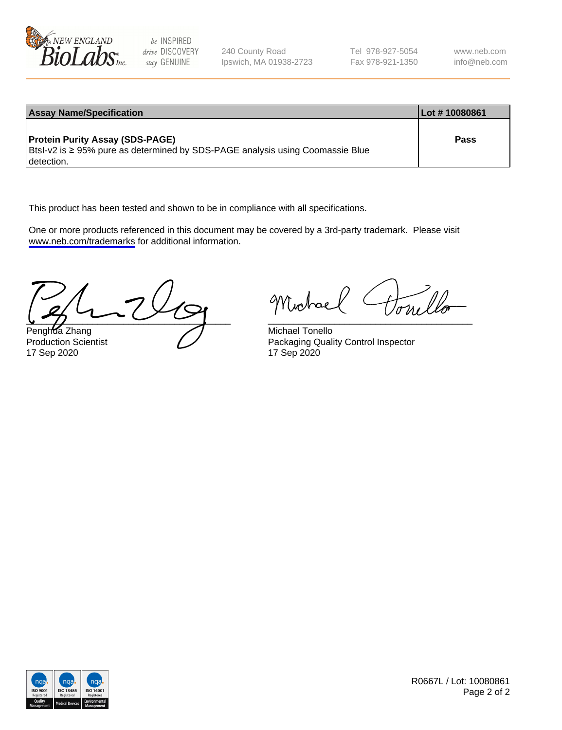240 County Road
Ipswich, MA 01938-2723

Tel 978-927-5054
Fax 978-921-1350

www.neb.com
info@neb.com

| Assay Name/Specification | Lot # 10080861 |
|---|---|
| **Protein Purity Assay (SDS-PAGE)**<br>BtsI-v2 is ≥ 95% pure as determined by SDS-PAGE analysis using Coomassie Blue detection. | **Pass** |

This product has been tested and shown to be in compliance with all specifications.

One or more products referenced in this document may be covered by a 3rd-party trademark. Please visit www.neb.com/trademarks for additional information.

Penghua Zhang
Production Scientist
17 Sep 2020

Michael Tonello
Packaging Quality Control Inspector
17 Sep 2020

R0667L / Lot: 10080861